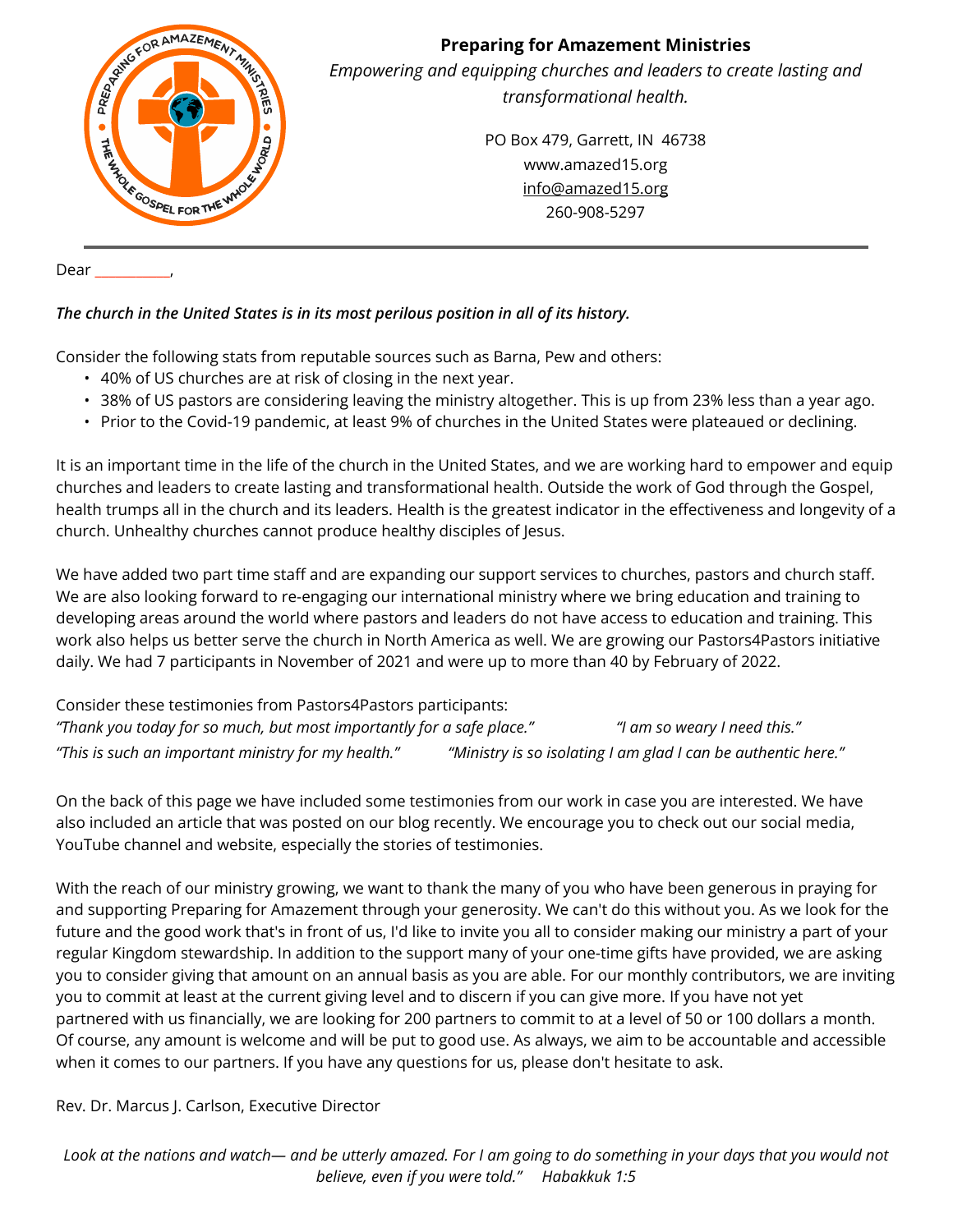**Preparing for Amazement Ministries**

*Empowering and equipping churches and leaders to create lasting and transformational health.*

PO Box 479, Garrett, IN 46738
www.amazed15.org
info@amazed15.org
260-908-5297

---

Dear ___________,

***The church in the United States is in its most perilous position in all of its history.***

Consider the following stats from reputable sources such as Barna, Pew and others:

- 40% of US churches are at risk of closing in the next year.
- 38% of US pastors are considering leaving the ministry altogether. This is up from 23% less than a year ago.
- Prior to the Covid-19 pandemic, at least 9% of churches in the United States were plateaued or declining.

It is an important time in the life of the church in the United States, and we are working hard to empower and equip churches and leaders to create lasting and transformational health. Outside the work of God through the Gospel, health trumps all in the church and its leaders. Health is the greatest indicator in the effectiveness and longevity of a church. Unhealthy churches cannot produce healthy disciples of Jesus.

We have added two part time staff and are expanding our support services to churches, pastors and church staff. We are also looking forward to re-engaging our international ministry where we bring education and training to developing areas around the world where pastors and leaders do not have access to education and training. This work also helps us better serve the church in North America as well. We are growing our Pastors4Pastors initiative daily. We had 7 participants in November of 2021 and were up to more than 40 by February of 2022.

Consider these testimonies from Pastors4Pastors participants:

*"Thank you today for so much, but most importantly for a safe place."*
*"I am so weary I need this."*
*"This is such an important ministry for my health."*
*"Ministry is so isolating I am glad I can be authentic here."*

On the back of this page we have included some testimonies from our work in case you are interested. We have also included an article that was posted on our blog recently. We encourage you to check out our social media, YouTube channel and website, especially the stories of testimonies.

With the reach of our ministry growing, we want to thank the many of you who have been generous in praying for and supporting Preparing for Amazement through your generosity. We can't do this without you. As we look for the future and the good work that's in front of us, I'd like to invite you all to consider making our ministry a part of your regular Kingdom stewardship. In addition to the support many of your one-time gifts have provided, we are asking you to consider giving that amount on an annual basis as you are able. For our monthly contributors, we are inviting you to commit at least at the current giving level and to discern if you can give more. If you have not yet partnered with us financially, we are looking for 200 partners to commit to at a level of 50 or 100 dollars a month. Of course, any amount is welcome and will be put to good use. As always, we aim to be accountable and accessible when it comes to our partners. If you have any questions for us, please don't hesitate to ask.

Rev. Dr. Marcus J. Carlson, Executive Director

*Look at the nations and watch— and be utterly amazed. For I am going to do something in your days that you would not believe, even if you were told." Habakkuk 1:5*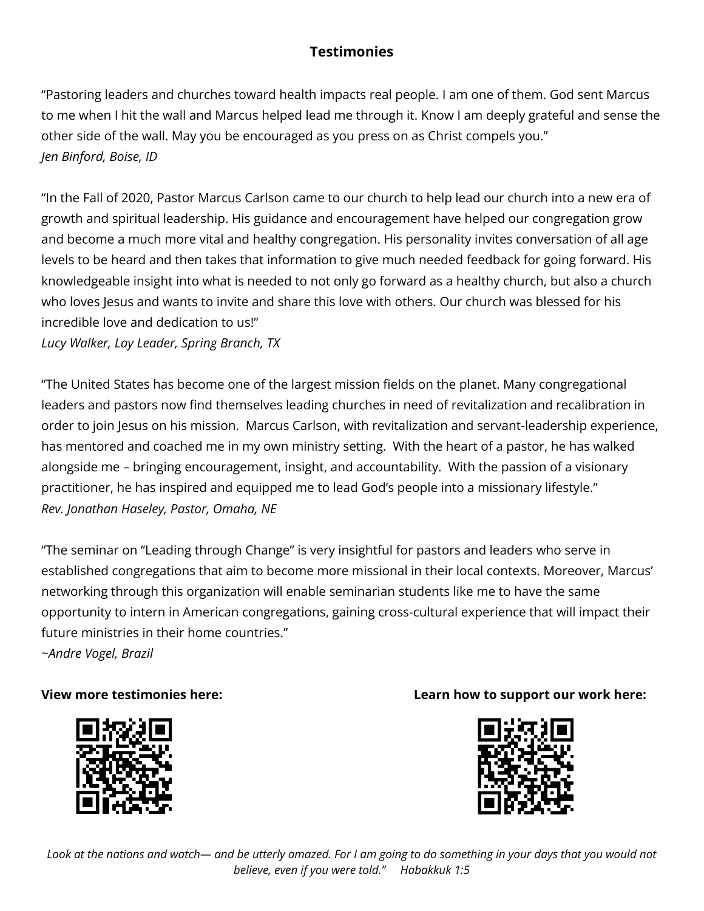## Testimonies

"Pastoring leaders and churches toward health impacts real people. I am one of them. God sent Marcus to me when I hit the wall and Marcus helped lead me through it. Know I am deeply grateful and sense the other side of the wall. May you be encouraged as you press on as Christ compels you."
*Jen Binford, Boise, ID*

"In the Fall of 2020, Pastor Marcus Carlson came to our church to help lead our church into a new era of growth and spiritual leadership. His guidance and encouragement have helped our congregation grow and become a much more vital and healthy congregation. His personality invites conversation of all age levels to be heard and then takes that information to give much needed feedback for going forward. His knowledgeable insight into what is needed to not only go forward as a healthy church, but also a church who loves Jesus and wants to invite and share this love with others. Our church was blessed for his incredible love and dedication to us!"
*Lucy Walker, Lay Leader, Spring Branch, TX*

"The United States has become one of the largest mission fields on the planet. Many congregational leaders and pastors now find themselves leading churches in need of revitalization and recalibration in order to join Jesus on his mission. Marcus Carlson, with revitalization and servant-leadership experience, has mentored and coached me in my own ministry setting. With the heart of a pastor, he has walked alongside me – bringing encouragement, insight, and accountability. With the passion of a visionary practitioner, he has inspired and equipped me to lead God's people into a missionary lifestyle."
*Rev. Jonathan Haseley, Pastor, Omaha, NE*

"The seminar on "Leading through Change" is very insightful for pastors and leaders who serve in established congregations that aim to become more missional in their local contexts. Moreover, Marcus' networking through this organization will enable seminarian students like me to have the same opportunity to intern in American congregations, gaining cross-cultural experience that will impact their future ministries in their home countries."
*~Andre Vogel, Brazil*

**View more testimonies here:**

**Learn how to support our work here:**

*Look at the nations and watch— and be utterly amazed. For I am going to do something in your days that you would not believe, even if you were told." Habakkuk 1:5*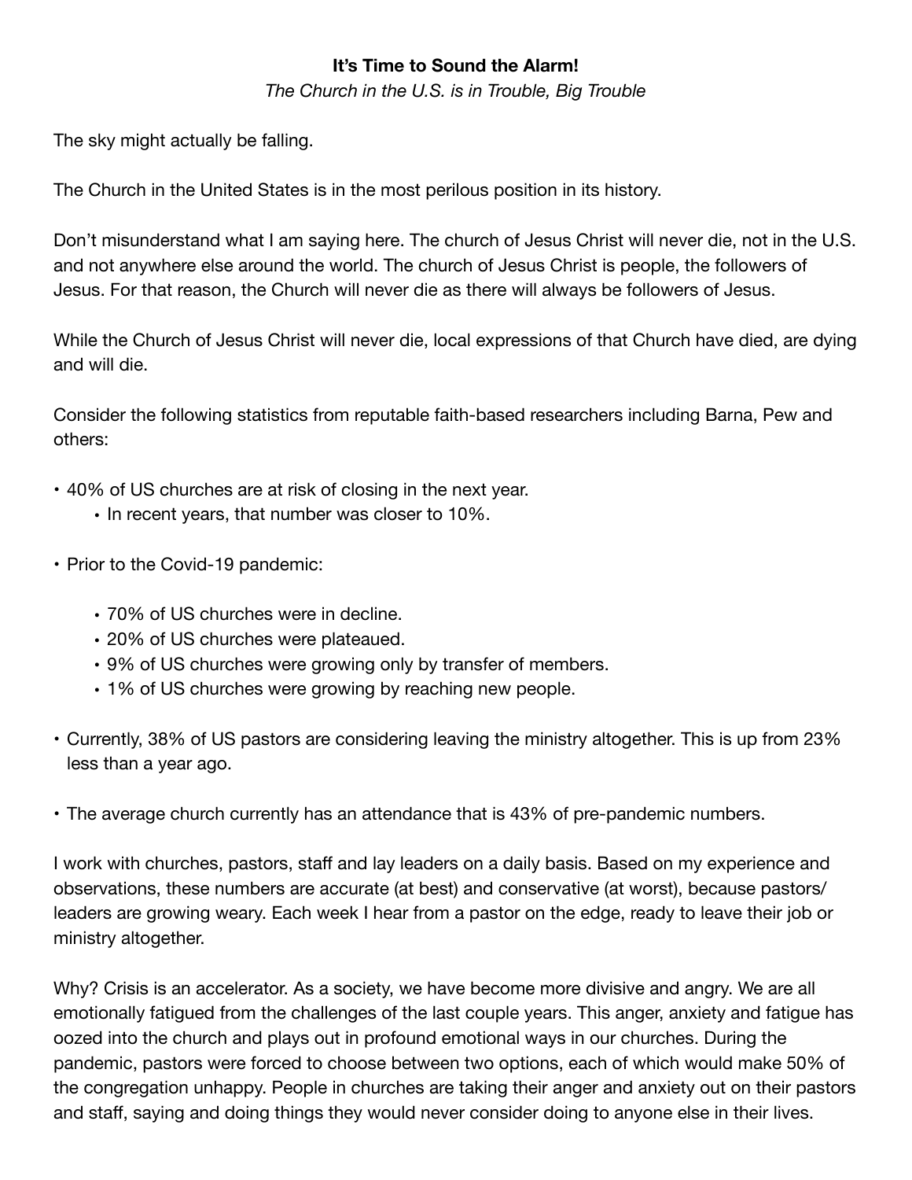**It's Time to Sound the Alarm!**

*The Church in the U.S. is in Trouble, Big Trouble*

The sky might actually be falling.

The Church in the United States is in the most perilous position in its history.

Don't misunderstand what I am saying here. The church of Jesus Christ will never die, not in the U.S. and not anywhere else around the world. The church of Jesus Christ is people, the followers of Jesus. For that reason, the Church will never die as there will always be followers of Jesus.

While the Church of Jesus Christ will never die, local expressions of that Church have died, are dying and will die.

Consider the following statistics from reputable faith-based researchers including Barna, Pew and others:

- 40% of US churches are at risk of closing in the next year.
  - In recent years, that number was closer to 10%.
- Prior to the Covid-19 pandemic:
  - 70% of US churches were in decline.
  - 20% of US churches were plateaued.
  - 9% of US churches were growing only by transfer of members.
  - 1% of US churches were growing by reaching new people.
- Currently, 38% of US pastors are considering leaving the ministry altogether. This is up from 23% less than a year ago.
- The average church currently has an attendance that is 43% of pre-pandemic numbers.

I work with churches, pastors, staff and lay leaders on a daily basis. Based on my experience and observations, these numbers are accurate (at best) and conservative (at worst), because pastors/leaders are growing weary. Each week I hear from a pastor on the edge, ready to leave their job or ministry altogether.

Why? Crisis is an accelerator. As a society, we have become more divisive and angry. We are all emotionally fatigued from the challenges of the last couple years. This anger, anxiety and fatigue has oozed into the church and plays out in profound emotional ways in our churches. During the pandemic, pastors were forced to choose between two options, each of which would make 50% of the congregation unhappy. People in churches are taking their anger and anxiety out on their pastors and staff, saying and doing things they would never consider doing to anyone else in their lives.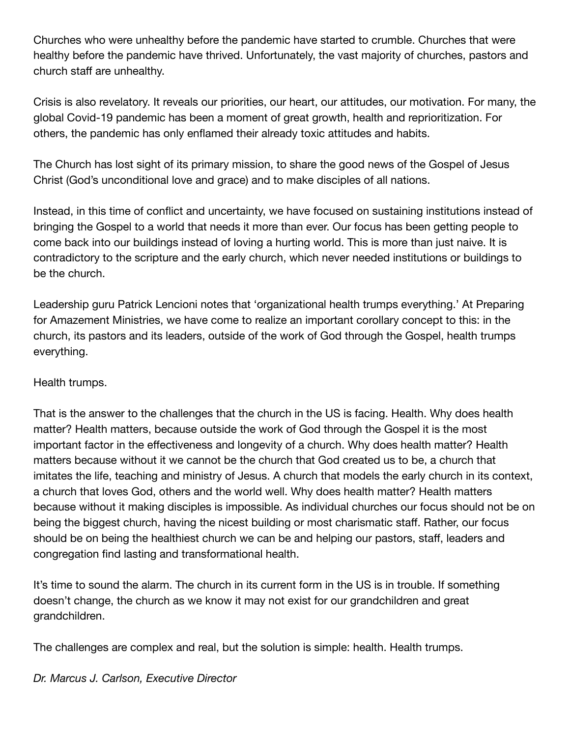Churches who were unhealthy before the pandemic have started to crumble. Churches that were healthy before the pandemic have thrived. Unfortunately, the vast majority of churches, pastors and church staff are unhealthy.

Crisis is also revelatory. It reveals our priorities, our heart, our attitudes, our motivation. For many, the global Covid-19 pandemic has been a moment of great growth, health and reprioritization. For others, the pandemic has only enflamed their already toxic attitudes and habits.

The Church has lost sight of its primary mission, to share the good news of the Gospel of Jesus Christ (God's unconditional love and grace) and to make disciples of all nations.

Instead, in this time of conflict and uncertainty, we have focused on sustaining institutions instead of bringing the Gospel to a world that needs it more than ever. Our focus has been getting people to come back into our buildings instead of loving a hurting world. This is more than just naive. It is contradictory to the scripture and the early church, which never needed institutions or buildings to be the church.

Leadership guru Patrick Lencioni notes that 'organizational health trumps everything.' At Preparing for Amazement Ministries, we have come to realize an important corollary concept to this: in the church, its pastors and its leaders, outside of the work of God through the Gospel, health trumps everything.

Health trumps.

That is the answer to the challenges that the church in the US is facing. Health. Why does health matter? Health matters, because outside the work of God through the Gospel it is the most important factor in the effectiveness and longevity of a church. Why does health matter? Health matters because without it we cannot be the church that God created us to be, a church that imitates the life, teaching and ministry of Jesus. A church that models the early church in its context, a church that loves God, others and the world well. Why does health matter? Health matters because without it making disciples is impossible. As individual churches our focus should not be on being the biggest church, having the nicest building or most charismatic staff. Rather, our focus should be on being the healthiest church we can be and helping our pastors, staff, leaders and congregation find lasting and transformational health.

It's time to sound the alarm. The church in its current form in the US is in trouble. If something doesn't change, the church as we know it may not exist for our grandchildren and great grandchildren.

The challenges are complex and real, but the solution is simple: health. Health trumps.

*Dr. Marcus J. Carlson, Executive Director*